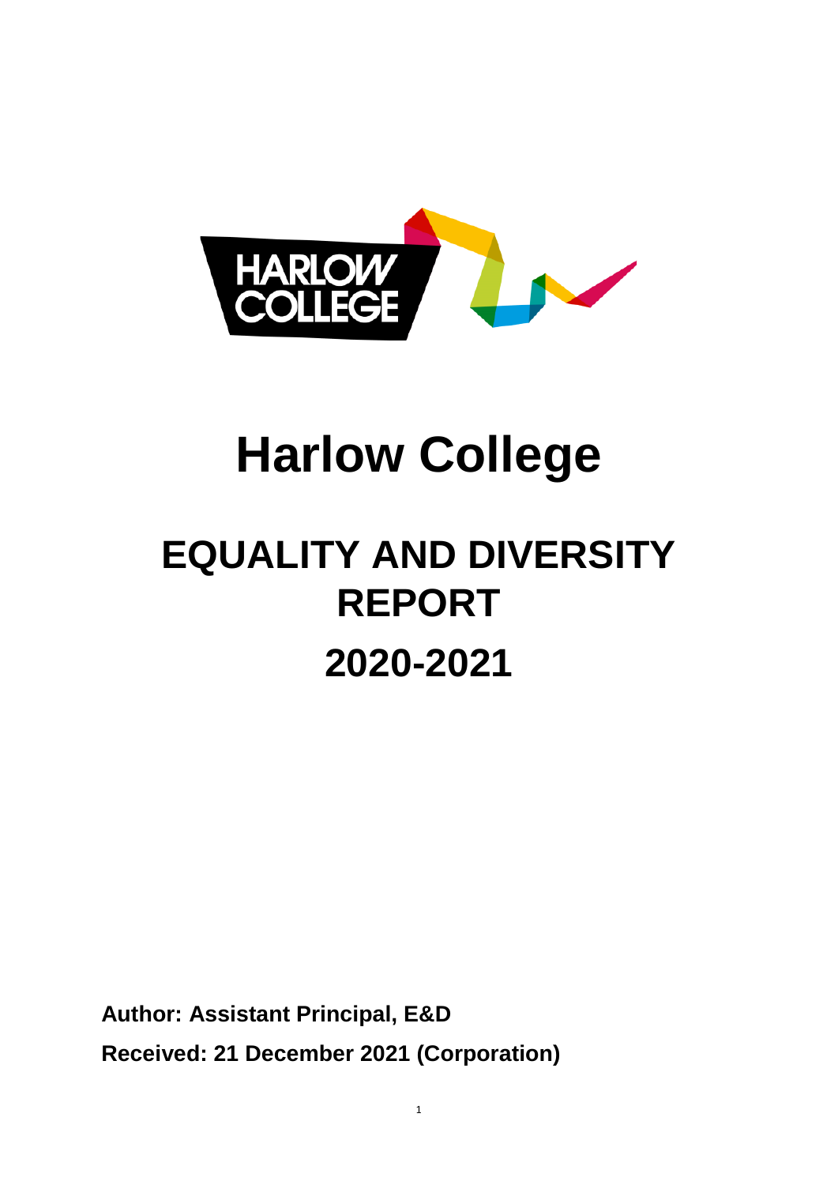# Harlow College

## EQUALITY AND DIVERSITY REPORT

## 2020-2021

**Author: Assistant Principal, E&D**

**Received: 21 December 2021 (Corporation)**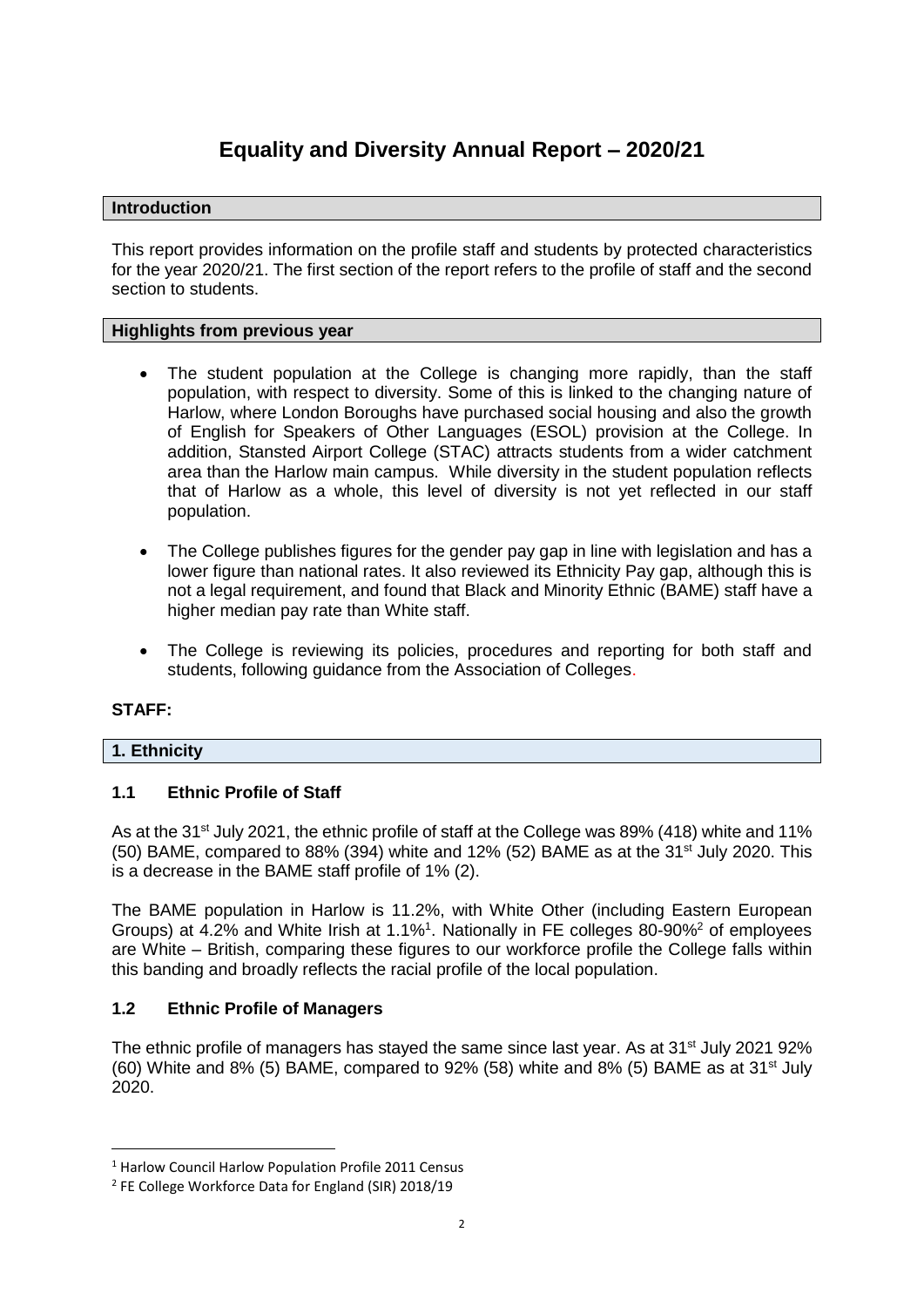# Equality and Diversity Annual Report – 2020/21

## Introduction

This report provides information on the profile staff and students by protected characteristics for the year 2020/21. The first section of the report refers to the profile of staff and the second section to students.

## Highlights from previous year

- The student population at the College is changing more rapidly, than the staff population, with respect to diversity. Some of this is linked to the changing nature of Harlow, where London Boroughs have purchased social housing and also the growth of English for Speakers of Other Languages (ESOL) provision at the College. In addition, Stansted Airport College (STAC) attracts students from a wider catchment area than the Harlow main campus. While diversity in the student population reflects that of Harlow as a whole, this level of diversity is not yet reflected in our staff population.
- The College publishes figures for the gender pay gap in line with legislation and has a lower figure than national rates. It also reviewed its Ethnicity Pay gap, although this is not a legal requirement, and found that Black and Minority Ethnic (BAME) staff have a higher median pay rate than White staff.
- The College is reviewing its policies, procedures and reporting for both staff and students, following guidance from the Association of Colleges.

**STAFF:**

## 1. Ethnicity

### 1.1 Ethnic Profile of Staff

As at the 31st July 2021, the ethnic profile of staff at the College was 89% (418) white and 11% (50) BAME, compared to 88% (394) white and 12% (52) BAME as at the 31st July 2020. This is a decrease in the BAME staff profile of 1% (2).

The BAME population in Harlow is 11.2%, with White Other (including Eastern European Groups) at 4.2% and White Irish at 1.1%[1]. Nationally in FE colleges 80-90%[2] of employees are White – British, comparing these figures to our workforce profile the College falls within this banding and broadly reflects the racial profile of the local population.

### 1.2 Ethnic Profile of Managers

The ethnic profile of managers has stayed the same since last year. As at 31st July 2021 92% (60) White and 8% (5) BAME, compared to 92% (58) white and 8% (5) BAME as at 31st July 2020.

---

[1] Harlow Council Harlow Population Profile 2011 Census

[2] FE College Workforce Data for England (SIR) 2018/19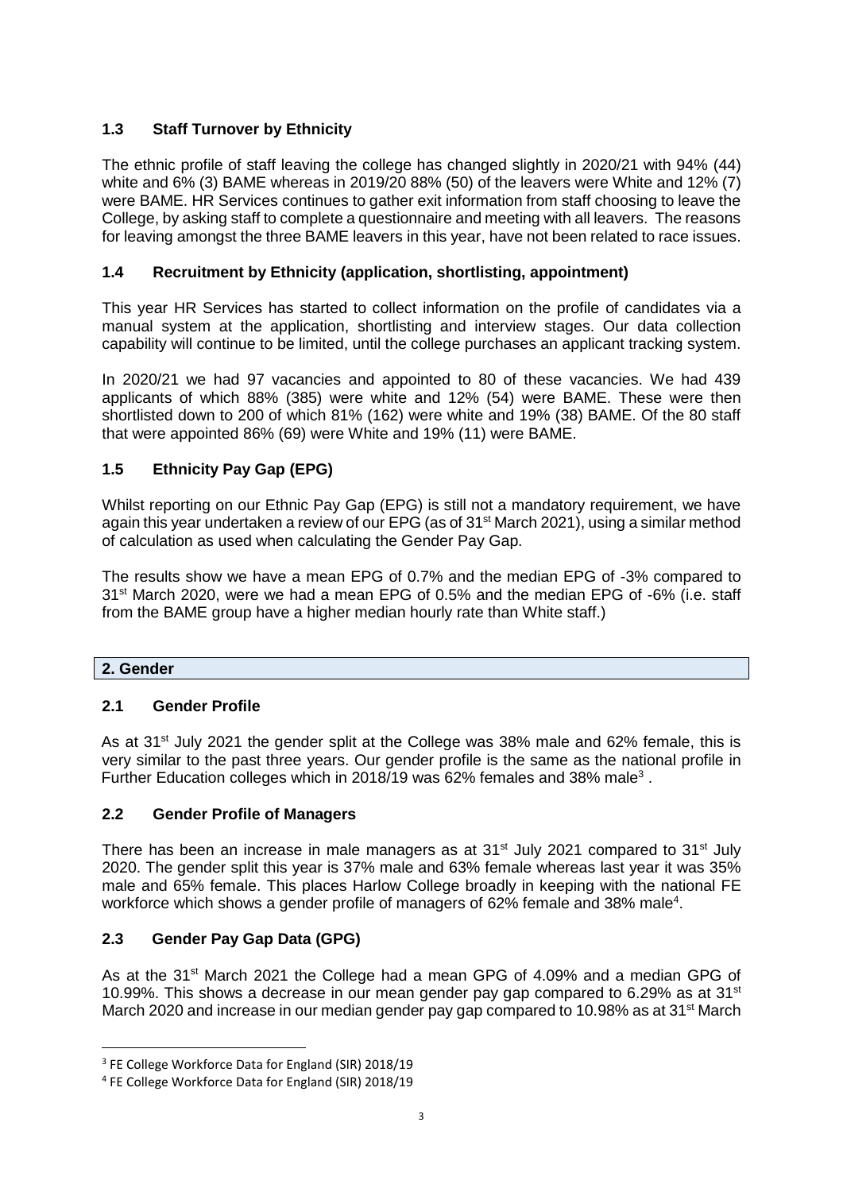### 1.3 Staff Turnover by Ethnicity

The ethnic profile of staff leaving the college has changed slightly in 2020/21 with 94% (44) white and 6% (3) BAME whereas in 2019/20 88% (50) of the leavers were White and 12% (7) were BAME. HR Services continues to gather exit information from staff choosing to leave the College, by asking staff to complete a questionnaire and meeting with all leavers. The reasons for leaving amongst the three BAME leavers in this year, have not been related to race issues.

### 1.4 Recruitment by Ethnicity (application, shortlisting, appointment)

This year HR Services has started to collect information on the profile of candidates via a manual system at the application, shortlisting and interview stages. Our data collection capability will continue to be limited, until the college purchases an applicant tracking system.

In 2020/21 we had 97 vacancies and appointed to 80 of these vacancies. We had 439 applicants of which 88% (385) were white and 12% (54) were BAME. These were then shortlisted down to 200 of which 81% (162) were white and 19% (38) BAME. Of the 80 staff that were appointed 86% (69) were White and 19% (11) were BAME.

### 1.5 Ethnicity Pay Gap (EPG)

Whilst reporting on our Ethnic Pay Gap (EPG) is still not a mandatory requirement, we have again this year undertaken a review of our EPG (as of 31st March 2021), using a similar method of calculation as used when calculating the Gender Pay Gap.

The results show we have a mean EPG of 0.7% and the median EPG of -3% compared to 31st March 2020, were we had a mean EPG of 0.5% and the median EPG of -6% (i.e. staff from the BAME group have a higher median hourly rate than White staff.)

## 2. Gender

### 2.1 Gender Profile

As at 31st July 2021 the gender split at the College was 38% male and 62% female, this is very similar to the past three years. Our gender profile is the same as the national profile in Further Education colleges which in 2018/19 was 62% females and 38% male[3].

### 2.2 Gender Profile of Managers

There has been an increase in male managers as at 31st July 2021 compared to 31st July 2020. The gender split this year is 37% male and 63% female whereas last year it was 35% male and 65% female. This places Harlow College broadly in keeping with the national FE workforce which shows a gender profile of managers of 62% female and 38% male[4].

### 2.3 Gender Pay Gap Data (GPG)

As at the 31st March 2021 the College had a mean GPG of 4.09% and a median GPG of 10.99%. This shows a decrease in our mean gender pay gap compared to 6.29% as at 31st March 2020 and increase in our median gender pay gap compared to 10.98% as at 31st March

---

[3] FE College Workforce Data for England (SIR) 2018/19

[4] FE College Workforce Data for England (SIR) 2018/19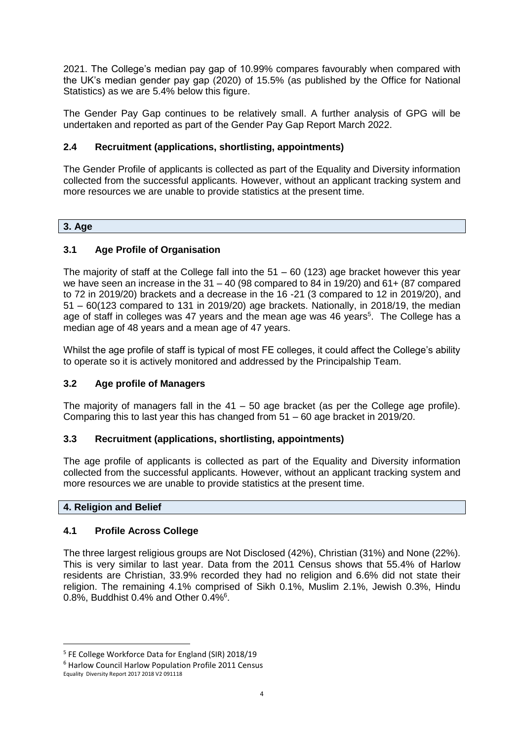2021. The College's median pay gap of 10.99% compares favourably when compared with the UK's median gender pay gap (2020) of 15.5% (as published by the Office for National Statistics) as we are 5.4% below this figure.

The Gender Pay Gap continues to be relatively small. A further analysis of GPG will be undertaken and reported as part of the Gender Pay Gap Report March 2022.

### 2.4 Recruitment (applications, shortlisting, appointments)

The Gender Profile of applicants is collected as part of the Equality and Diversity information collected from the successful applicants. However, without an applicant tracking system and more resources we are unable to provide statistics at the present time.

## 3. Age

### 3.1 Age Profile of Organisation

The majority of staff at the College fall into the 51 – 60 (123) age bracket however this year we have seen an increase in the 31 – 40 (98 compared to 84 in 19/20) and 61+ (87 compared to 72 in 2019/20) brackets and a decrease in the 16 -21 (3 compared to 12 in 2019/20), and 51 – 60(123 compared to 131 in 2019/20) age brackets. Nationally, in 2018/19, the median age of staff in colleges was 47 years and the mean age was 46 years[5]. The College has a median age of 48 years and a mean age of 47 years.

Whilst the age profile of staff is typical of most FE colleges, it could affect the College's ability to operate so it is actively monitored and addressed by the Principalship Team.

### 3.2 Age profile of Managers

The majority of managers fall in the 41 – 50 age bracket (as per the College age profile). Comparing this to last year this has changed from 51 – 60 age bracket in 2019/20.

### 3.3 Recruitment (applications, shortlisting, appointments)

The age profile of applicants is collected as part of the Equality and Diversity information collected from the successful applicants. However, without an applicant tracking system and more resources we are unable to provide statistics at the present time.

## 4. Religion and Belief

### 4.1 Profile Across College

The three largest religious groups are Not Disclosed (42%), Christian (31%) and None (22%). This is very similar to last year. Data from the 2011 Census shows that 55.4% of Harlow residents are Christian, 33.9% recorded they had no religion and 6.6% did not state their religion. The remaining 4.1% comprised of Sikh 0.1%, Muslim 2.1%, Jewish 0.3%, Hindu 0.8%, Buddhist 0.4% and Other 0.4%[6].

---

[5] FE College Workforce Data for England (SIR) 2018/19

[6] Harlow Council Harlow Population Profile 2011 Census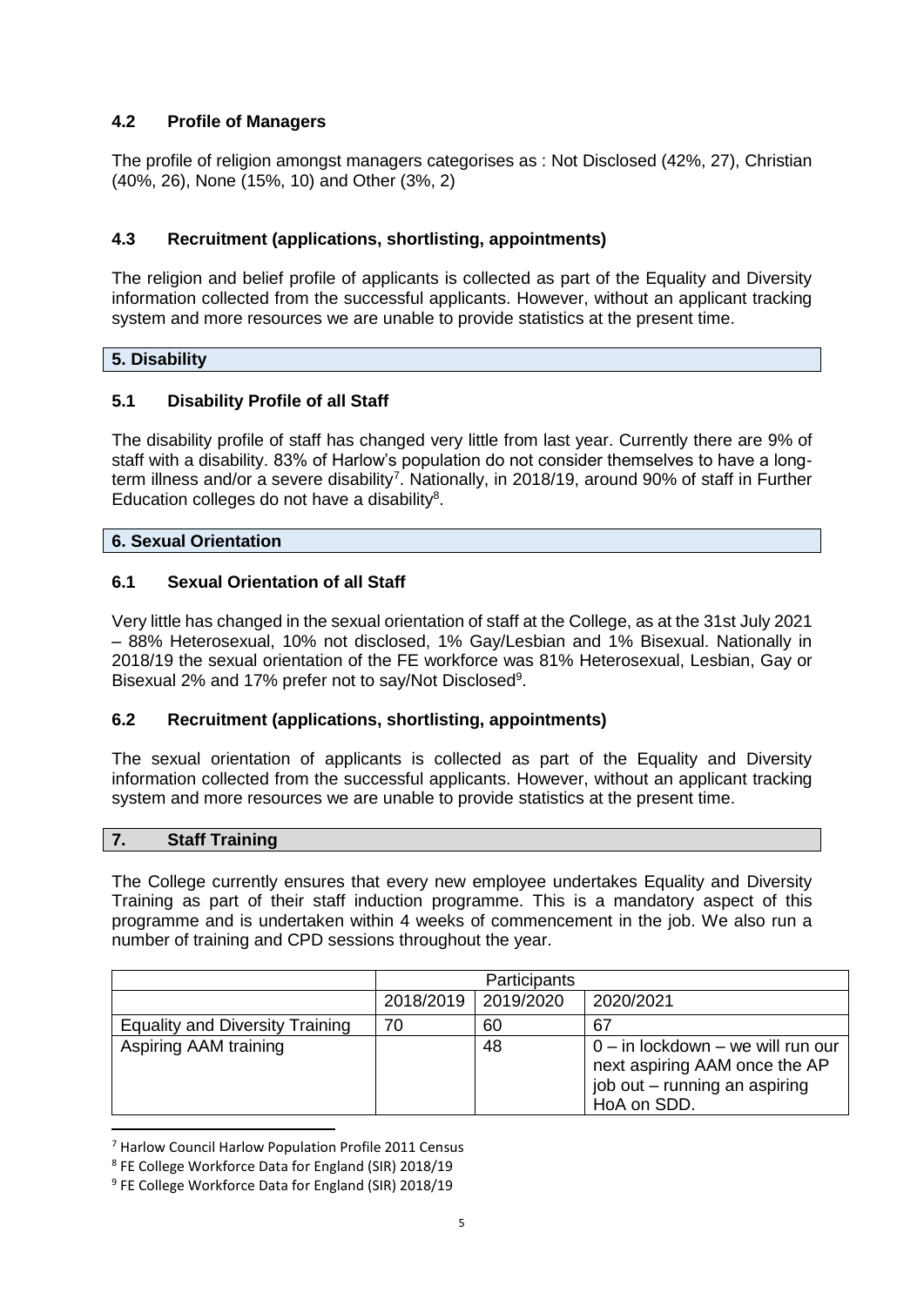### 4.2 Profile of Managers

The profile of religion amongst managers categorises as : Not Disclosed (42%, 27), Christian (40%, 26), None (15%, 10) and Other (3%, 2)

### 4.3 Recruitment (applications, shortlisting, appointments)

The religion and belief profile of applicants is collected as part of the Equality and Diversity information collected from the successful applicants. However, without an applicant tracking system and more resources we are unable to provide statistics at the present time.

## 5. Disability

### 5.1 Disability Profile of all Staff

The disability profile of staff has changed very little from last year. Currently there are 9% of staff with a disability. 83% of Harlow's population do not consider themselves to have a long-term illness and/or a severe disability[7]. Nationally, in 2018/19, around 90% of staff in Further Education colleges do not have a disability[8].

## 6. Sexual Orientation

### 6.1 Sexual Orientation of all Staff

Very little has changed in the sexual orientation of staff at the College, as at the 31st July 2021 – 88% Heterosexual, 10% not disclosed, 1% Gay/Lesbian and 1% Bisexual. Nationally in 2018/19 the sexual orientation of the FE workforce was 81% Heterosexual, Lesbian, Gay or Bisexual 2% and 17% prefer not to say/Not Disclosed[9].

### 6.2 Recruitment (applications, shortlisting, appointments)

The sexual orientation of applicants is collected as part of the Equality and Diversity information collected from the successful applicants. However, without an applicant tracking system and more resources we are unable to provide statistics at the present time.

## 7. Staff Training

The College currently ensures that every new employee undertakes Equality and Diversity Training as part of their staff induction programme. This is a mandatory aspect of this programme and is undertaken within 4 weeks of commencement in the job. We also run a number of training and CPD sessions throughout the year.

| | Participants | | |
|---|---|---|---|
| | 2018/2019 | 2019/2020 | 2020/2021 |
| Equality and Diversity Training | 70 | 60 | 67 |
| Aspiring AAM training | | 48 | 0 – in lockdown – we will run our next aspiring AAM once the AP job out – running an aspiring HoA on SDD. |

---

[7] Harlow Council Harlow Population Profile 2011 Census

[8] FE College Workforce Data for England (SIR) 2018/19

[9] FE College Workforce Data for England (SIR) 2018/19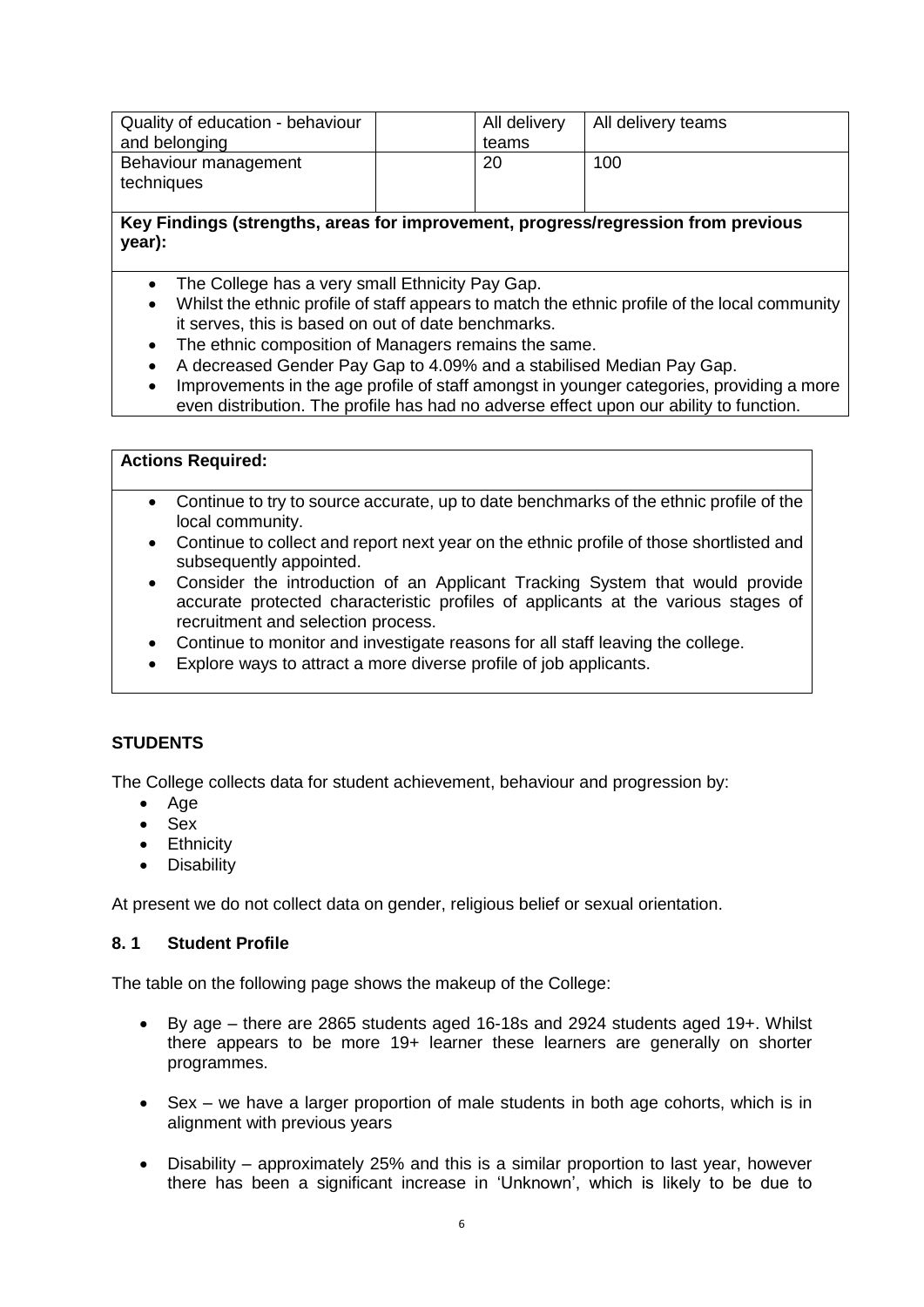| | | | |
|---|---|---|---|
| Quality of education - behaviour and belonging | | All delivery teams | All delivery teams |
| Behaviour management techniques | | 20 | 100 |

**Key Findings (strengths, areas for improvement, progress/regression from previous year):**

- The College has a very small Ethnicity Pay Gap.
- Whilst the ethnic profile of staff appears to match the ethnic profile of the local community it serves, this is based on out of date benchmarks.
- The ethnic composition of Managers remains the same.
- A decreased Gender Pay Gap to 4.09% and a stabilised Median Pay Gap.
- Improvements in the age profile of staff amongst in younger categories, providing a more even distribution. The profile has had no adverse effect upon our ability to function.

**Actions Required:**

- Continue to try to source accurate, up to date benchmarks of the ethnic profile of the local community.
- Continue to collect and report next year on the ethnic profile of those shortlisted and subsequently appointed.
- Consider the introduction of an Applicant Tracking System that would provide accurate protected characteristic profiles of applicants at the various stages of recruitment and selection process.
- Continue to monitor and investigate reasons for all staff leaving the college.
- Explore ways to attract a more diverse profile of job applicants.

## STUDENTS

The College collects data for student achievement, behaviour and progression by:

- Age
- Sex
- Ethnicity
- Disability

At present we do not collect data on gender, religious belief or sexual orientation.

### 8. 1 Student Profile

The table on the following page shows the makeup of the College:

- By age – there are 2865 students aged 16-18s and 2924 students aged 19+. Whilst there appears to be more 19+ learner these learners are generally on shorter programmes.
- Sex – we have a larger proportion of male students in both age cohorts, which is in alignment with previous years
- Disability – approximately 25% and this is a similar proportion to last year, however there has been a significant increase in 'Unknown', which is likely to be due to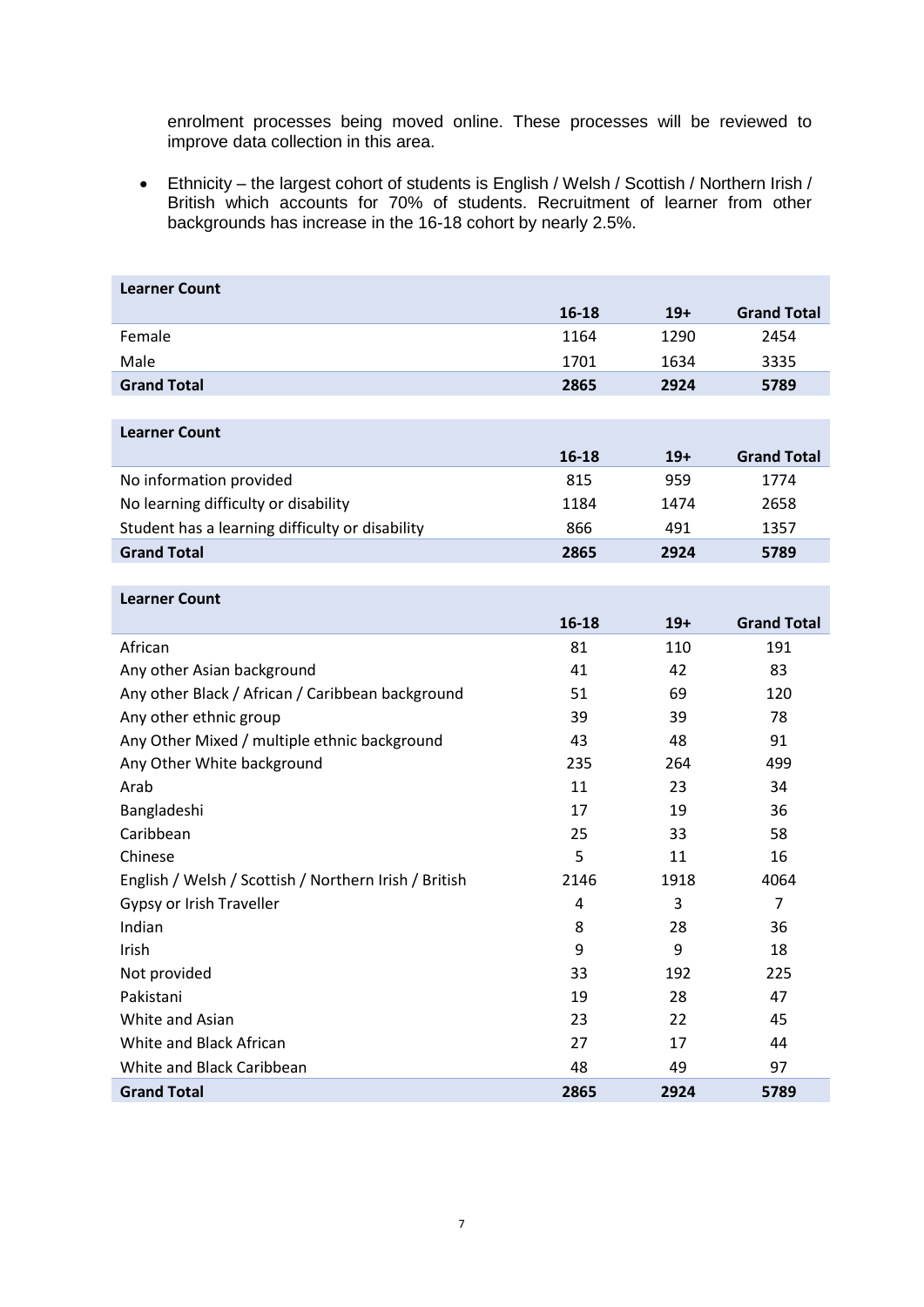enrolment processes being moved online. These processes will be reviewed to improve data collection in this area.

- Ethnicity – the largest cohort of students is English / Welsh / Scottish / Northern Irish / British which accounts for 70% of students. Recruitment of learner from other backgrounds has increase in the 16-18 cohort by nearly 2.5%.

| **Learner Count** | | | |
|---|---|---|---|
| | **16-18** | **19+** | **Grand Total** |
| Female | 1164 | 1290 | 2454 |
| Male | 1701 | 1634 | 3335 |
| **Grand Total** | **2865** | **2924** | **5789** |

| **Learner Count** | | | |
|---|---|---|---|
| | **16-18** | **19+** | **Grand Total** |
| No information provided | 815 | 959 | 1774 |
| No learning difficulty or disability | 1184 | 1474 | 2658 |
| Student has a learning difficulty or disability | 866 | 491 | 1357 |
| **Grand Total** | **2865** | **2924** | **5789** |

| **Learner Count** | | | |
|---|---|---|---|
| | **16-18** | **19+** | **Grand Total** |
| African | 81 | 110 | 191 |
| Any other Asian background | 41 | 42 | 83 |
| Any other Black / African / Caribbean background | 51 | 69 | 120 |
| Any other ethnic group | 39 | 39 | 78 |
| Any Other Mixed / multiple ethnic background | 43 | 48 | 91 |
| Any Other White background | 235 | 264 | 499 |
| Arab | 11 | 23 | 34 |
| Bangladeshi | 17 | 19 | 36 |
| Caribbean | 25 | 33 | 58 |
| Chinese | 5 | 11 | 16 |
| English / Welsh / Scottish / Northern Irish / British | 2146 | 1918 | 4064 |
| Gypsy or Irish Traveller | 4 | 3 | 7 |
| Indian | 8 | 28 | 36 |
| Irish | 9 | 9 | 18 |
| Not provided | 33 | 192 | 225 |
| Pakistani | 19 | 28 | 47 |
| White and Asian | 23 | 22 | 45 |
| White and Black African | 27 | 17 | 44 |
| White and Black Caribbean | 48 | 49 | 97 |
| **Grand Total** | **2865** | **2924** | **5789** |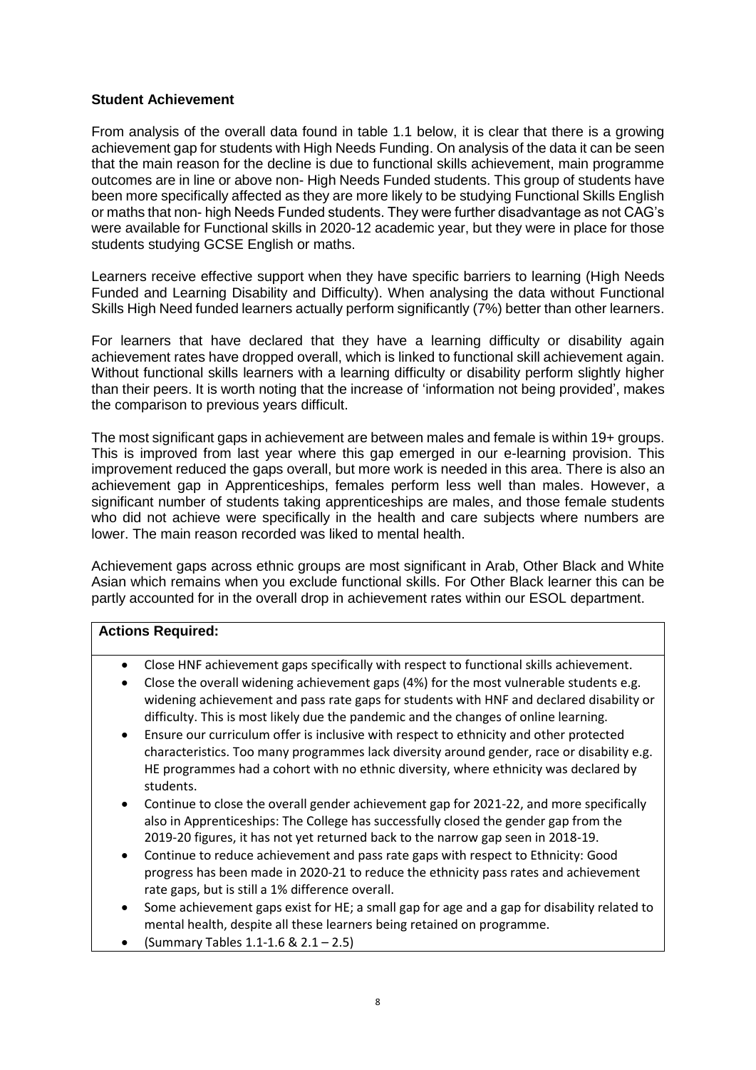**Student Achievement**

From analysis of the overall data found in table 1.1 below, it is clear that there is a growing achievement gap for students with High Needs Funding. On analysis of the data it can be seen that the main reason for the decline is due to functional skills achievement, main programme outcomes are in line or above non- High Needs Funded students. This group of students have been more specifically affected as they are more likely to be studying Functional Skills English or maths that non- high Needs Funded students. They were further disadvantage as not CAG's were available for Functional skills in 2020-12 academic year, but they were in place for those students studying GCSE English or maths.

Learners receive effective support when they have specific barriers to learning (High Needs Funded and Learning Disability and Difficulty). When analysing the data without Functional Skills High Need funded learners actually perform significantly (7%) better than other learners.

For learners that have declared that they have a learning difficulty or disability again achievement rates have dropped overall, which is linked to functional skill achievement again. Without functional skills learners with a learning difficulty or disability perform slightly higher than their peers. It is worth noting that the increase of 'information not being provided', makes the comparison to previous years difficult.

The most significant gaps in achievement are between males and female is within 19+ groups. This is improved from last year where this gap emerged in our e-learning provision. This improvement reduced the gaps overall, but more work is needed in this area. There is also an achievement gap in Apprenticeships, females perform less well than males. However, a significant number of students taking apprenticeships are males, and those female students who did not achieve were specifically in the health and care subjects where numbers are lower. The main reason recorded was liked to mental health.

Achievement gaps across ethnic groups are most significant in Arab, Other Black and White Asian which remains when you exclude functional skills. For Other Black learner this can be partly accounted for in the overall drop in achievement rates within our ESOL department.

**Actions Required:**

- Close HNF achievement gaps specifically with respect to functional skills achievement.
- Close the overall widening achievement gaps (4%) for the most vulnerable students e.g. widening achievement and pass rate gaps for students with HNF and declared disability or difficulty. This is most likely due the pandemic and the changes of online learning.
- Ensure our curriculum offer is inclusive with respect to ethnicity and other protected characteristics. Too many programmes lack diversity around gender, race or disability e.g. HE programmes had a cohort with no ethnic diversity, where ethnicity was declared by students.
- Continue to close the overall gender achievement gap for 2021-22, and more specifically also in Apprenticeships: The College has successfully closed the gender gap from the 2019-20 figures, it has not yet returned back to the narrow gap seen in 2018-19.
- Continue to reduce achievement and pass rate gaps with respect to Ethnicity: Good progress has been made in 2020-21 to reduce the ethnicity pass rates and achievement rate gaps, but is still a 1% difference overall.
- Some achievement gaps exist for HE; a small gap for age and a gap for disability related to mental health, despite all these learners being retained on programme.
- (Summary Tables 1.1-1.6 & 2.1 – 2.5)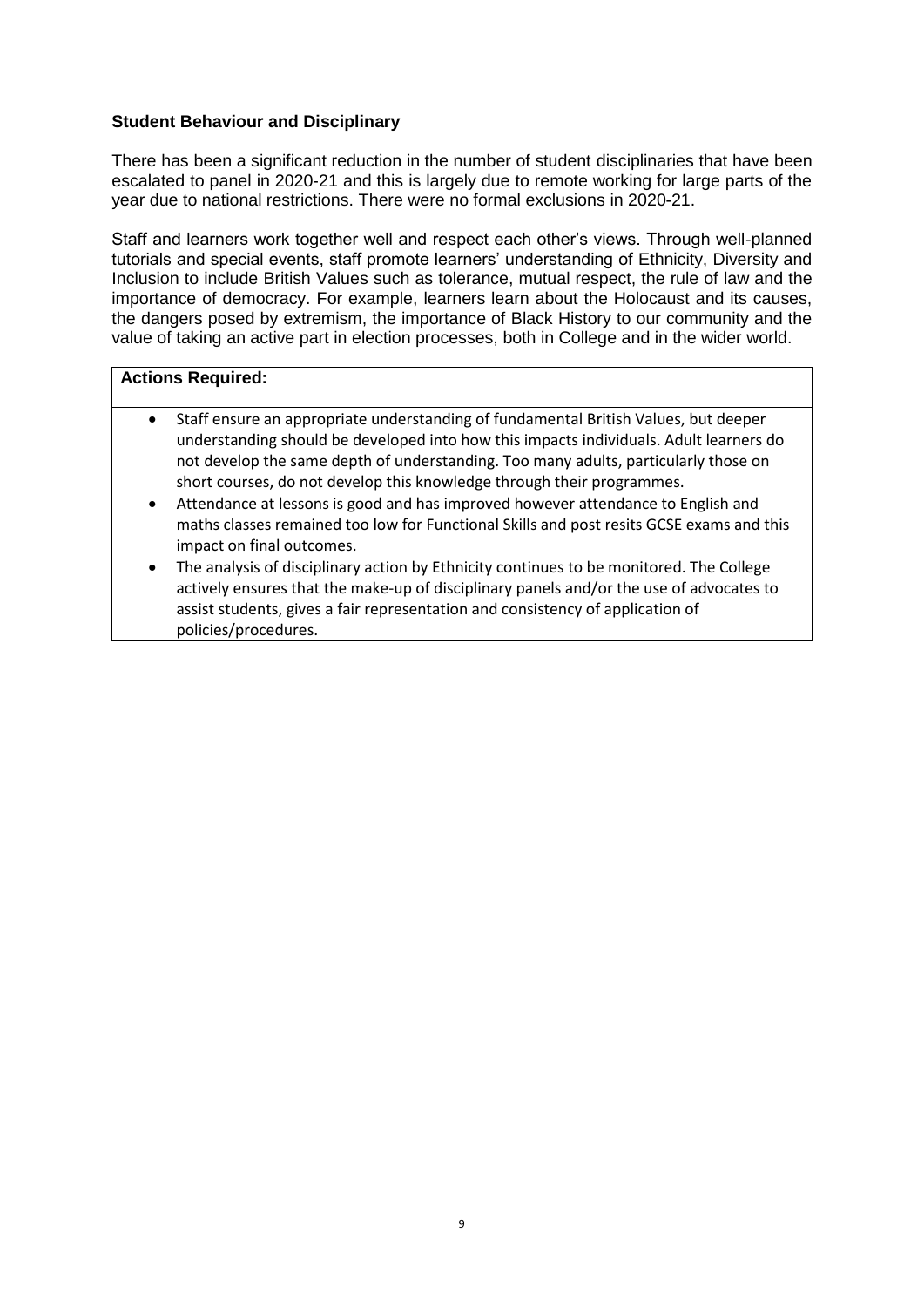### Student Behaviour and Disciplinary

There has been a significant reduction in the number of student disciplinaries that have been escalated to panel in 2020-21 and this is largely due to remote working for large parts of the year due to national restrictions. There were no formal exclusions in 2020-21.

Staff and learners work together well and respect each other's views. Through well-planned tutorials and special events, staff promote learners' understanding of Ethnicity, Diversity and Inclusion to include British Values such as tolerance, mutual respect, the rule of law and the importance of democracy. For example, learners learn about the Holocaust and its causes, the dangers posed by extremism, the importance of Black History to our community and the value of taking an active part in election processes, both in College and in the wider world.

**Actions Required:**

- Staff ensure an appropriate understanding of fundamental British Values, but deeper understanding should be developed into how this impacts individuals. Adult learners do not develop the same depth of understanding. Too many adults, particularly those on short courses, do not develop this knowledge through their programmes.
- Attendance at lessons is good and has improved however attendance to English and maths classes remained too low for Functional Skills and post resits GCSE exams and this impact on final outcomes.
- The analysis of disciplinary action by Ethnicity continues to be monitored. The College actively ensures that the make-up of disciplinary panels and/or the use of advocates to assist students, gives a fair representation and consistency of application of policies/procedures.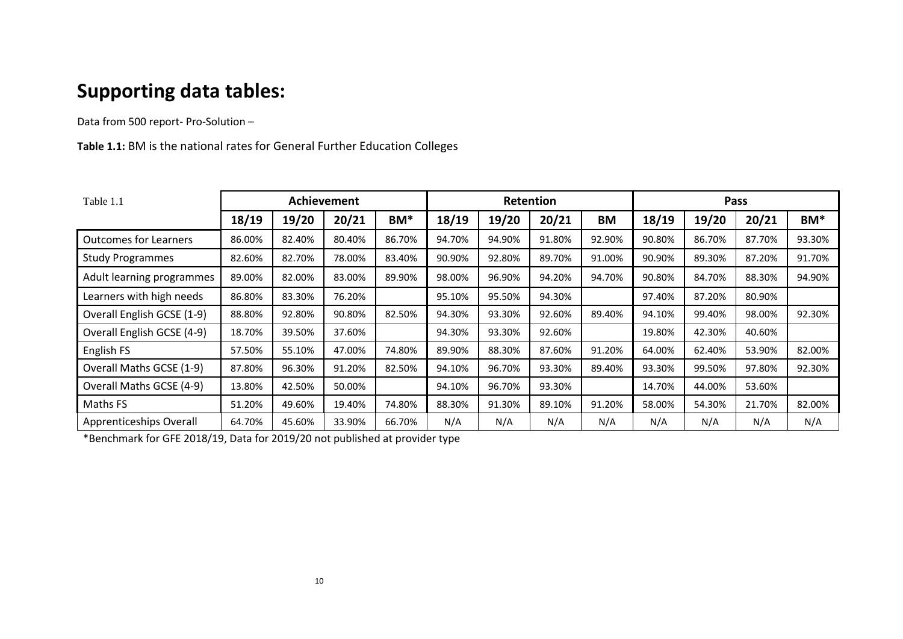# Supporting data tables:

Data from 500 report- Pro-Solution –

**Table 1.1:** BM is the national rates for General Further Education Colleges

| Table 1.1 | Achievement | | | | Retention | | | | Pass | | | |
|---|---|---|---|---|---|---|---|---|---|---|---|---|
| | **18/19** | **19/20** | **20/21** | **BM*** | **18/19** | **19/20** | **20/21** | **BM** | **18/19** | **19/20** | **20/21** | **BM*** |
| Outcomes for Learners | 86.00% | 82.40% | 80.40% | 86.70% | 94.70% | 94.90% | 91.80% | 92.90% | 90.80% | 86.70% | 87.70% | 93.30% |
| Study Programmes | 82.60% | 82.70% | 78.00% | 83.40% | 90.90% | 92.80% | 89.70% | 91.00% | 90.90% | 89.30% | 87.20% | 91.70% |
| Adult learning programmes | 89.00% | 82.00% | 83.00% | 89.90% | 98.00% | 96.90% | 94.20% | 94.70% | 90.80% | 84.70% | 88.30% | 94.90% |
| Learners with high needs | 86.80% | 83.30% | 76.20% | | 95.10% | 95.50% | 94.30% | | 97.40% | 87.20% | 80.90% | |
| Overall English GCSE (1-9) | 88.80% | 92.80% | 90.80% | 82.50% | 94.30% | 93.30% | 92.60% | 89.40% | 94.10% | 99.40% | 98.00% | 92.30% |
| Overall English GCSE (4-9) | 18.70% | 39.50% | 37.60% | | 94.30% | 93.30% | 92.60% | | 19.80% | 42.30% | 40.60% | |
| English FS | 57.50% | 55.10% | 47.00% | 74.80% | 89.90% | 88.30% | 87.60% | 91.20% | 64.00% | 62.40% | 53.90% | 82.00% |
| Overall Maths GCSE (1-9) | 87.80% | 96.30% | 91.20% | 82.50% | 94.10% | 96.70% | 93.30% | 89.40% | 93.30% | 99.50% | 97.80% | 92.30% |
| Overall Maths GCSE (4-9) | 13.80% | 42.50% | 50.00% | | 94.10% | 96.70% | 93.30% | | 14.70% | 44.00% | 53.60% | |
| Maths FS | 51.20% | 49.60% | 19.40% | 74.80% | 88.30% | 91.30% | 89.10% | 91.20% | 58.00% | 54.30% | 21.70% | 82.00% |
| Apprenticeships Overall | 64.70% | 45.60% | 33.90% | 66.70% | N/A | N/A | N/A | N/A | N/A | N/A | N/A | N/A |

*Benchmark for GFE 2018/19, Data for 2019/20 not published at provider type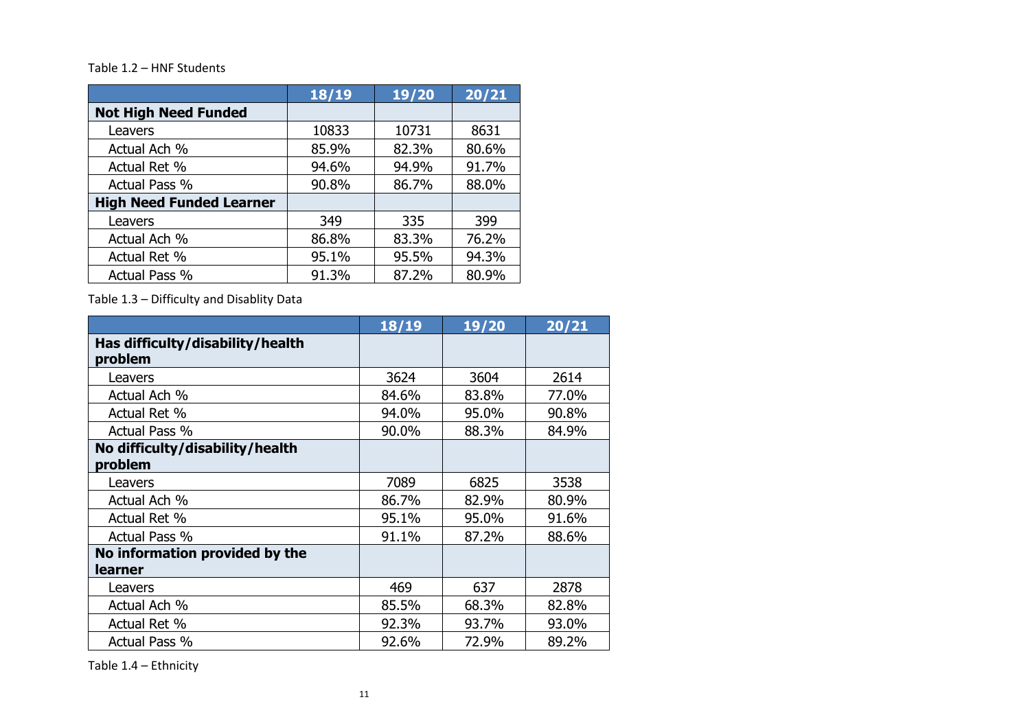Table 1.2 – HNF Students

| | 18/19 | 19/20 | 20/21 |
|---|---|---|---|
| **Not High Need Funded** | | | |
| Leavers | 10833 | 10731 | 8631 |
| Actual Ach % | 85.9% | 82.3% | 80.6% |
| Actual Ret % | 94.6% | 94.9% | 91.7% |
| Actual Pass % | 90.8% | 86.7% | 88.0% |
| **High Need Funded Learner** | | | |
| Leavers | 349 | 335 | 399 |
| Actual Ach % | 86.8% | 83.3% | 76.2% |
| Actual Ret % | 95.1% | 95.5% | 94.3% |
| Actual Pass % | 91.3% | 87.2% | 80.9% |

Table 1.3 – Difficulty and Disablity Data

| | 18/19 | 19/20 | 20/21 |
|---|---|---|---|
| **Has difficulty/disability/health problem** | | | |
| Leavers | 3624 | 3604 | 2614 |
| Actual Ach % | 84.6% | 83.8% | 77.0% |
| Actual Ret % | 94.0% | 95.0% | 90.8% |
| Actual Pass % | 90.0% | 88.3% | 84.9% |
| **No difficulty/disability/health problem** | | | |
| Leavers | 7089 | 6825 | 3538 |
| Actual Ach % | 86.7% | 82.9% | 80.9% |
| Actual Ret % | 95.1% | 95.0% | 91.6% |
| Actual Pass % | 91.1% | 87.2% | 88.6% |
| **No information provided by the learner** | | | |
| Leavers | 469 | 637 | 2878 |
| Actual Ach % | 85.5% | 68.3% | 82.8% |
| Actual Ret % | 92.3% | 93.7% | 93.0% |
| Actual Pass % | 92.6% | 72.9% | 89.2% |

Table 1.4 – Ethnicity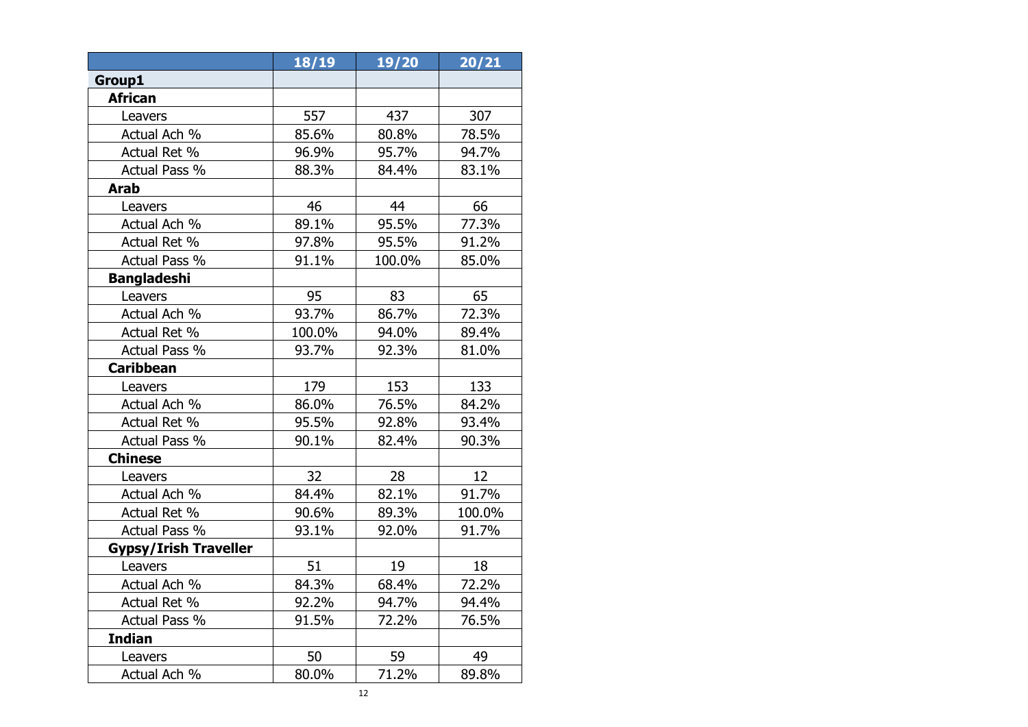| | 18/19 | 19/20 | 20/21 |
|---|---|---|---|
| **Group1** | | | |
| **African** | | | |
| Leavers | 557 | 437 | 307 |
| Actual Ach % | 85.6% | 80.8% | 78.5% |
| Actual Ret % | 96.9% | 95.7% | 94.7% |
| Actual Pass % | 88.3% | 84.4% | 83.1% |
| **Arab** | | | |
| Leavers | 46 | 44 | 66 |
| Actual Ach % | 89.1% | 95.5% | 77.3% |
| Actual Ret % | 97.8% | 95.5% | 91.2% |
| Actual Pass % | 91.1% | 100.0% | 85.0% |
| **Bangladeshi** | | | |
| Leavers | 95 | 83 | 65 |
| Actual Ach % | 93.7% | 86.7% | 72.3% |
| Actual Ret % | 100.0% | 94.0% | 89.4% |
| Actual Pass % | 93.7% | 92.3% | 81.0% |
| **Caribbean** | | | |
| Leavers | 179 | 153 | 133 |
| Actual Ach % | 86.0% | 76.5% | 84.2% |
| Actual Ret % | 95.5% | 92.8% | 93.4% |
| Actual Pass % | 90.1% | 82.4% | 90.3% |
| **Chinese** | | | |
| Leavers | 32 | 28 | 12 |
| Actual Ach % | 84.4% | 82.1% | 91.7% |
| Actual Ret % | 90.6% | 89.3% | 100.0% |
| Actual Pass % | 93.1% | 92.0% | 91.7% |
| **Gypsy/Irish Traveller** | | | |
| Leavers | 51 | 19 | 18 |
| Actual Ach % | 84.3% | 68.4% | 72.2% |
| Actual Ret % | 92.2% | 94.7% | 94.4% |
| Actual Pass % | 91.5% | 72.2% | 76.5% |
| **Indian** | | | |
| Leavers | 50 | 59 | 49 |
| Actual Ach % | 80.0% | 71.2% | 89.8% |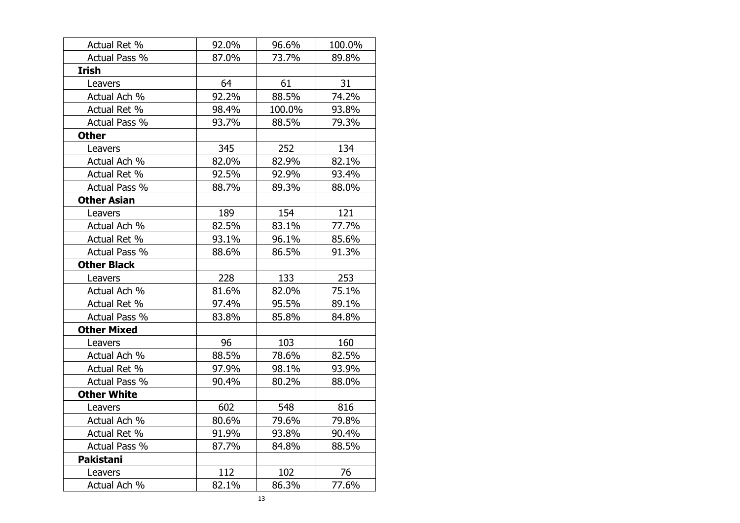| | | | |
|---|---|---|---|
| Actual Ret % | 92.0% | 96.6% | 100.0% |
| Actual Pass % | 87.0% | 73.7% | 89.8% |
| **Irish** | | | |
| Leavers | 64 | 61 | 31 |
| Actual Ach % | 92.2% | 88.5% | 74.2% |
| Actual Ret % | 98.4% | 100.0% | 93.8% |
| Actual Pass % | 93.7% | 88.5% | 79.3% |
| **Other** | | | |
| Leavers | 345 | 252 | 134 |
| Actual Ach % | 82.0% | 82.9% | 82.1% |
| Actual Ret % | 92.5% | 92.9% | 93.4% |
| Actual Pass % | 88.7% | 89.3% | 88.0% |
| **Other Asian** | | | |
| Leavers | 189 | 154 | 121 |
| Actual Ach % | 82.5% | 83.1% | 77.7% |
| Actual Ret % | 93.1% | 96.1% | 85.6% |
| Actual Pass % | 88.6% | 86.5% | 91.3% |
| **Other Black** | | | |
| Leavers | 228 | 133 | 253 |
| Actual Ach % | 81.6% | 82.0% | 75.1% |
| Actual Ret % | 97.4% | 95.5% | 89.1% |
| Actual Pass % | 83.8% | 85.8% | 84.8% |
| **Other Mixed** | | | |
| Leavers | 96 | 103 | 160 |
| Actual Ach % | 88.5% | 78.6% | 82.5% |
| Actual Ret % | 97.9% | 98.1% | 93.9% |
| Actual Pass % | 90.4% | 80.2% | 88.0% |
| **Other White** | | | |
| Leavers | 602 | 548 | 816 |
| Actual Ach % | 80.6% | 79.6% | 79.8% |
| Actual Ret % | 91.9% | 93.8% | 90.4% |
| Actual Pass % | 87.7% | 84.8% | 88.5% |
| **Pakistani** | | | |
| Leavers | 112 | 102 | 76 |
| Actual Ach % | 82.1% | 86.3% | 77.6% |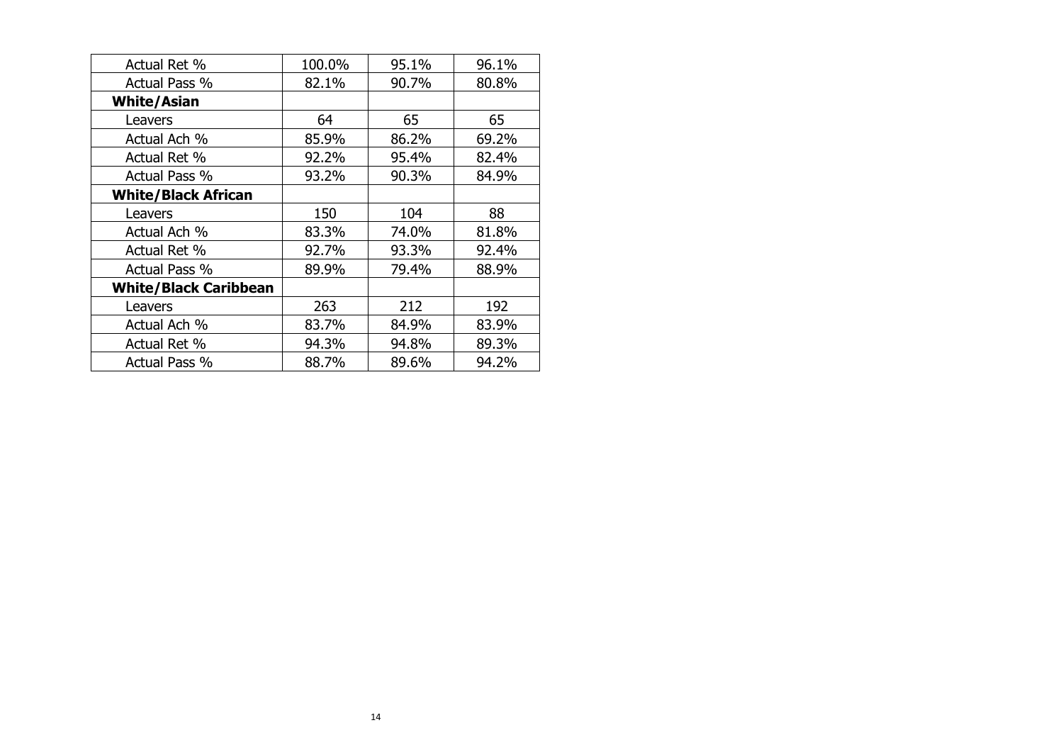| | | | |
|---|---|---|---|
| Actual Ret % | 100.0% | 95.1% | 96.1% |
| Actual Pass % | 82.1% | 90.7% | 80.8% |
| **White/Asian** | | | |
| Leavers | 64 | 65 | 65 |
| Actual Ach % | 85.9% | 86.2% | 69.2% |
| Actual Ret % | 92.2% | 95.4% | 82.4% |
| Actual Pass % | 93.2% | 90.3% | 84.9% |
| **White/Black African** | | | |
| Leavers | 150 | 104 | 88 |
| Actual Ach % | 83.3% | 74.0% | 81.8% |
| Actual Ret % | 92.7% | 93.3% | 92.4% |
| Actual Pass % | 89.9% | 79.4% | 88.9% |
| **White/Black Caribbean** | | | |
| Leavers | 263 | 212 | 192 |
| Actual Ach % | 83.7% | 84.9% | 83.9% |
| Actual Ret % | 94.3% | 94.8% | 89.3% |
| Actual Pass % | 88.7% | 89.6% | 94.2% |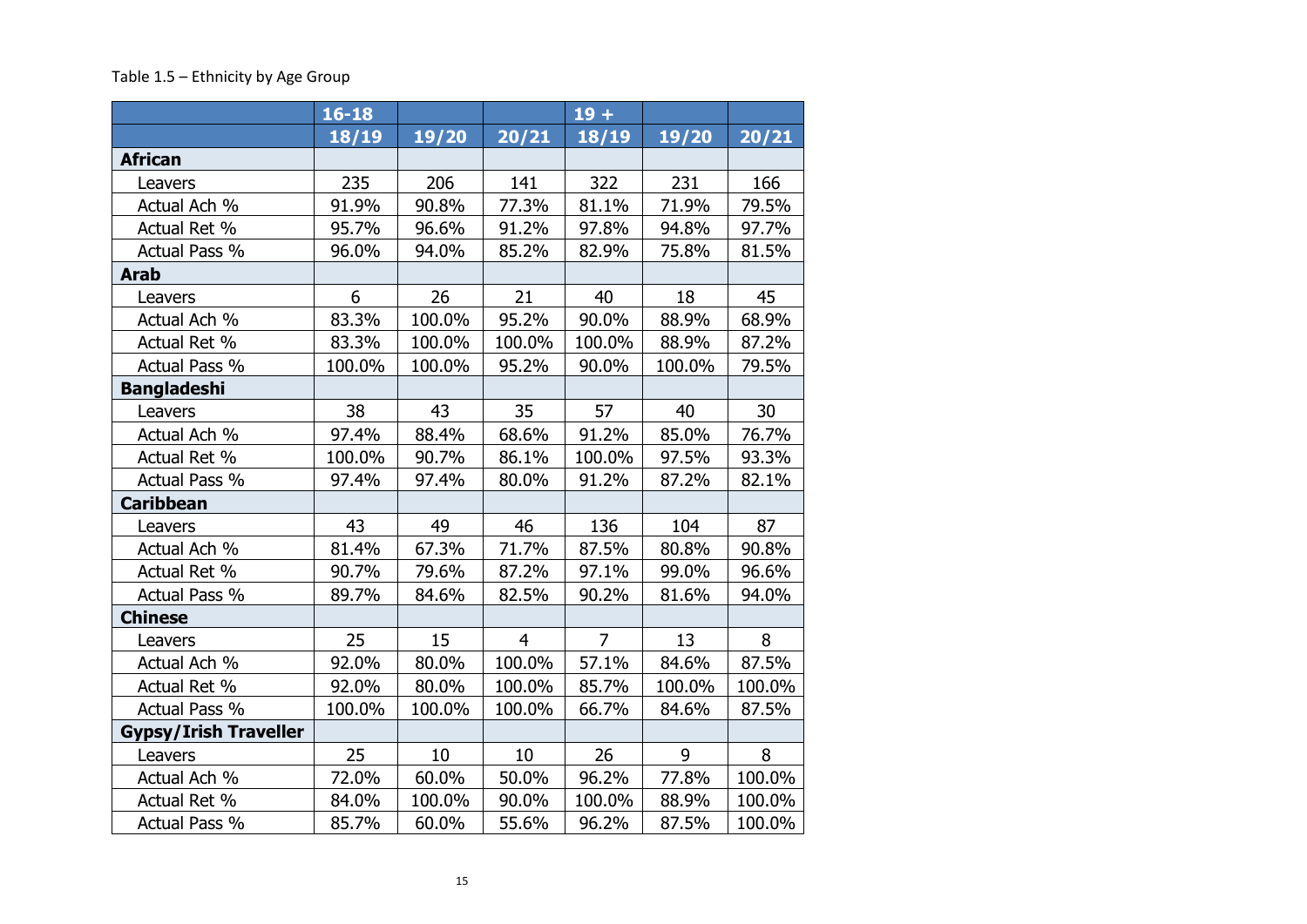Table 1.5 – Ethnicity by Age Group

| | 16-18 | | | 19 + | | |
|---|---|---|---|---|---|---|
| | 18/19 | 19/20 | 20/21 | 18/19 | 19/20 | 20/21 |
| **African** | | | | | | |
| Leavers | 235 | 206 | 141 | 322 | 231 | 166 |
| Actual Ach % | 91.9% | 90.8% | 77.3% | 81.1% | 71.9% | 79.5% |
| Actual Ret % | 95.7% | 96.6% | 91.2% | 97.8% | 94.8% | 97.7% |
| Actual Pass % | 96.0% | 94.0% | 85.2% | 82.9% | 75.8% | 81.5% |
| **Arab** | | | | | | |
| Leavers | 6 | 26 | 21 | 40 | 18 | 45 |
| Actual Ach % | 83.3% | 100.0% | 95.2% | 90.0% | 88.9% | 68.9% |
| Actual Ret % | 83.3% | 100.0% | 100.0% | 100.0% | 88.9% | 87.2% |
| Actual Pass % | 100.0% | 100.0% | 95.2% | 90.0% | 100.0% | 79.5% |
| **Bangladeshi** | | | | | | |
| Leavers | 38 | 43 | 35 | 57 | 40 | 30 |
| Actual Ach % | 97.4% | 88.4% | 68.6% | 91.2% | 85.0% | 76.7% |
| Actual Ret % | 100.0% | 90.7% | 86.1% | 100.0% | 97.5% | 93.3% |
| Actual Pass % | 97.4% | 97.4% | 80.0% | 91.2% | 87.2% | 82.1% |
| **Caribbean** | | | | | | |
| Leavers | 43 | 49 | 46 | 136 | 104 | 87 |
| Actual Ach % | 81.4% | 67.3% | 71.7% | 87.5% | 80.8% | 90.8% |
| Actual Ret % | 90.7% | 79.6% | 87.2% | 97.1% | 99.0% | 96.6% |
| Actual Pass % | 89.7% | 84.6% | 82.5% | 90.2% | 81.6% | 94.0% |
| **Chinese** | | | | | | |
| Leavers | 25 | 15 | 4 | 7 | 13 | 8 |
| Actual Ach % | 92.0% | 80.0% | 100.0% | 57.1% | 84.6% | 87.5% |
| Actual Ret % | 92.0% | 80.0% | 100.0% | 85.7% | 100.0% | 100.0% |
| Actual Pass % | 100.0% | 100.0% | 100.0% | 66.7% | 84.6% | 87.5% |
| **Gypsy/Irish Traveller** | | | | | | |
| Leavers | 25 | 10 | 10 | 26 | 9 | 8 |
| Actual Ach % | 72.0% | 60.0% | 50.0% | 96.2% | 77.8% | 100.0% |
| Actual Ret % | 84.0% | 100.0% | 90.0% | 100.0% | 88.9% | 100.0% |
| Actual Pass % | 85.7% | 60.0% | 55.6% | 96.2% | 87.5% | 100.0% |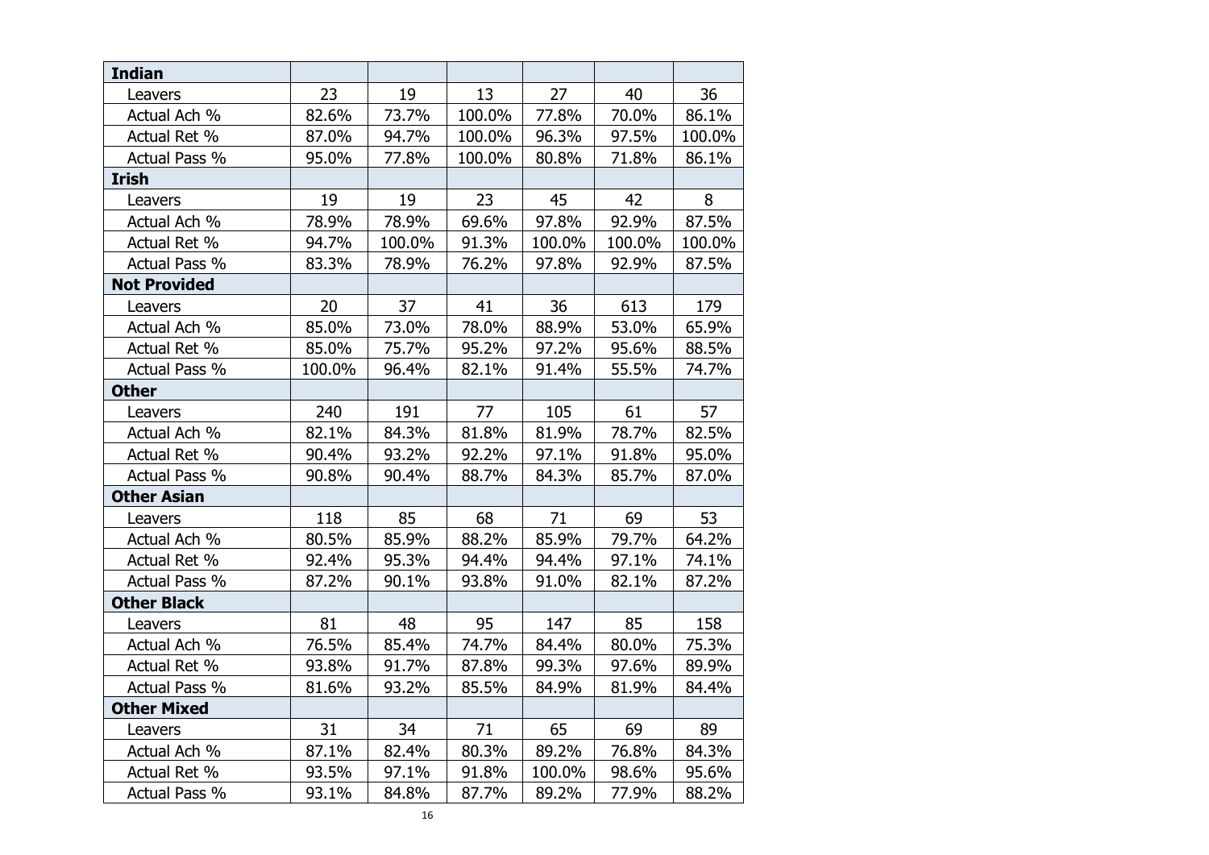| | | | | | | |
|---|---|---|---|---|---|---|
| **Indian** | | | | | | |
| Leavers | 23 | 19 | 13 | 27 | 40 | 36 |
| Actual Ach % | 82.6% | 73.7% | 100.0% | 77.8% | 70.0% | 86.1% |
| Actual Ret % | 87.0% | 94.7% | 100.0% | 96.3% | 97.5% | 100.0% |
| Actual Pass % | 95.0% | 77.8% | 100.0% | 80.8% | 71.8% | 86.1% |
| **Irish** | | | | | | |
| Leavers | 19 | 19 | 23 | 45 | 42 | 8 |
| Actual Ach % | 78.9% | 78.9% | 69.6% | 97.8% | 92.9% | 87.5% |
| Actual Ret % | 94.7% | 100.0% | 91.3% | 100.0% | 100.0% | 100.0% |
| Actual Pass % | 83.3% | 78.9% | 76.2% | 97.8% | 92.9% | 87.5% |
| **Not Provided** | | | | | | |
| Leavers | 20 | 37 | 41 | 36 | 613 | 179 |
| Actual Ach % | 85.0% | 73.0% | 78.0% | 88.9% | 53.0% | 65.9% |
| Actual Ret % | 85.0% | 75.7% | 95.2% | 97.2% | 95.6% | 88.5% |
| Actual Pass % | 100.0% | 96.4% | 82.1% | 91.4% | 55.5% | 74.7% |
| **Other** | | | | | | |
| Leavers | 240 | 191 | 77 | 105 | 61 | 57 |
| Actual Ach % | 82.1% | 84.3% | 81.8% | 81.9% | 78.7% | 82.5% |
| Actual Ret % | 90.4% | 93.2% | 92.2% | 97.1% | 91.8% | 95.0% |
| Actual Pass % | 90.8% | 90.4% | 88.7% | 84.3% | 85.7% | 87.0% |
| **Other Asian** | | | | | | |
| Leavers | 118 | 85 | 68 | 71 | 69 | 53 |
| Actual Ach % | 80.5% | 85.9% | 88.2% | 85.9% | 79.7% | 64.2% |
| Actual Ret % | 92.4% | 95.3% | 94.4% | 94.4% | 97.1% | 74.1% |
| Actual Pass % | 87.2% | 90.1% | 93.8% | 91.0% | 82.1% | 87.2% |
| **Other Black** | | | | | | |
| Leavers | 81 | 48 | 95 | 147 | 85 | 158 |
| Actual Ach % | 76.5% | 85.4% | 74.7% | 84.4% | 80.0% | 75.3% |
| Actual Ret % | 93.8% | 91.7% | 87.8% | 99.3% | 97.6% | 89.9% |
| Actual Pass % | 81.6% | 93.2% | 85.5% | 84.9% | 81.9% | 84.4% |
| **Other Mixed** | | | | | | |
| Leavers | 31 | 34 | 71 | 65 | 69 | 89 |
| Actual Ach % | 87.1% | 82.4% | 80.3% | 89.2% | 76.8% | 84.3% |
| Actual Ret % | 93.5% | 97.1% | 91.8% | 100.0% | 98.6% | 95.6% |
| Actual Pass % | 93.1% | 84.8% | 87.7% | 89.2% | 77.9% | 88.2% |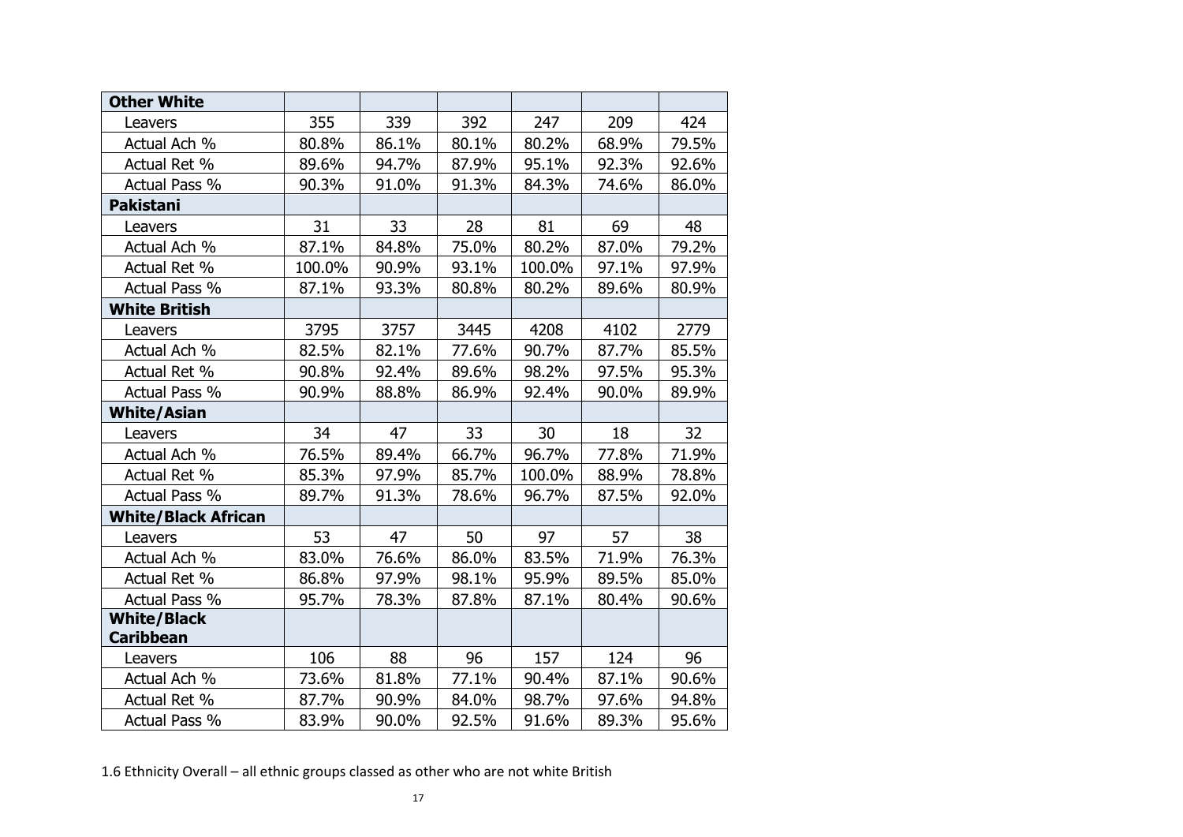| | | | | | | |
|---|---|---|---|---|---|---|
| **Other White** | | | | | | |
| Leavers | 355 | 339 | 392 | 247 | 209 | 424 |
| Actual Ach % | 80.8% | 86.1% | 80.1% | 80.2% | 68.9% | 79.5% |
| Actual Ret % | 89.6% | 94.7% | 87.9% | 95.1% | 92.3% | 92.6% |
| Actual Pass % | 90.3% | 91.0% | 91.3% | 84.3% | 74.6% | 86.0% |
| **Pakistani** | | | | | | |
| Leavers | 31 | 33 | 28 | 81 | 69 | 48 |
| Actual Ach % | 87.1% | 84.8% | 75.0% | 80.2% | 87.0% | 79.2% |
| Actual Ret % | 100.0% | 90.9% | 93.1% | 100.0% | 97.1% | 97.9% |
| Actual Pass % | 87.1% | 93.3% | 80.8% | 80.2% | 89.6% | 80.9% |
| **White British** | | | | | | |
| Leavers | 3795 | 3757 | 3445 | 4208 | 4102 | 2779 |
| Actual Ach % | 82.5% | 82.1% | 77.6% | 90.7% | 87.7% | 85.5% |
| Actual Ret % | 90.8% | 92.4% | 89.6% | 98.2% | 97.5% | 95.3% |
| Actual Pass % | 90.9% | 88.8% | 86.9% | 92.4% | 90.0% | 89.9% |
| **White/Asian** | | | | | | |
| Leavers | 34 | 47 | 33 | 30 | 18 | 32 |
| Actual Ach % | 76.5% | 89.4% | 66.7% | 96.7% | 77.8% | 71.9% |
| Actual Ret % | 85.3% | 97.9% | 85.7% | 100.0% | 88.9% | 78.8% |
| Actual Pass % | 89.7% | 91.3% | 78.6% | 96.7% | 87.5% | 92.0% |
| **White/Black African** | | | | | | |
| Leavers | 53 | 47 | 50 | 97 | 57 | 38 |
| Actual Ach % | 83.0% | 76.6% | 86.0% | 83.5% | 71.9% | 76.3% |
| Actual Ret % | 86.8% | 97.9% | 98.1% | 95.9% | 89.5% | 85.0% |
| Actual Pass % | 95.7% | 78.3% | 87.8% | 87.1% | 80.4% | 90.6% |
| **White/Black Caribbean** | | | | | | |
| Leavers | 106 | 88 | 96 | 157 | 124 | 96 |
| Actual Ach % | 73.6% | 81.8% | 77.1% | 90.4% | 87.1% | 90.6% |
| Actual Ret % | 87.7% | 90.9% | 84.0% | 98.7% | 97.6% | 94.8% |
| Actual Pass % | 83.9% | 90.0% | 92.5% | 91.6% | 89.3% | 95.6% |

1.6 Ethnicity Overall – all ethnic groups classed as other who are not white British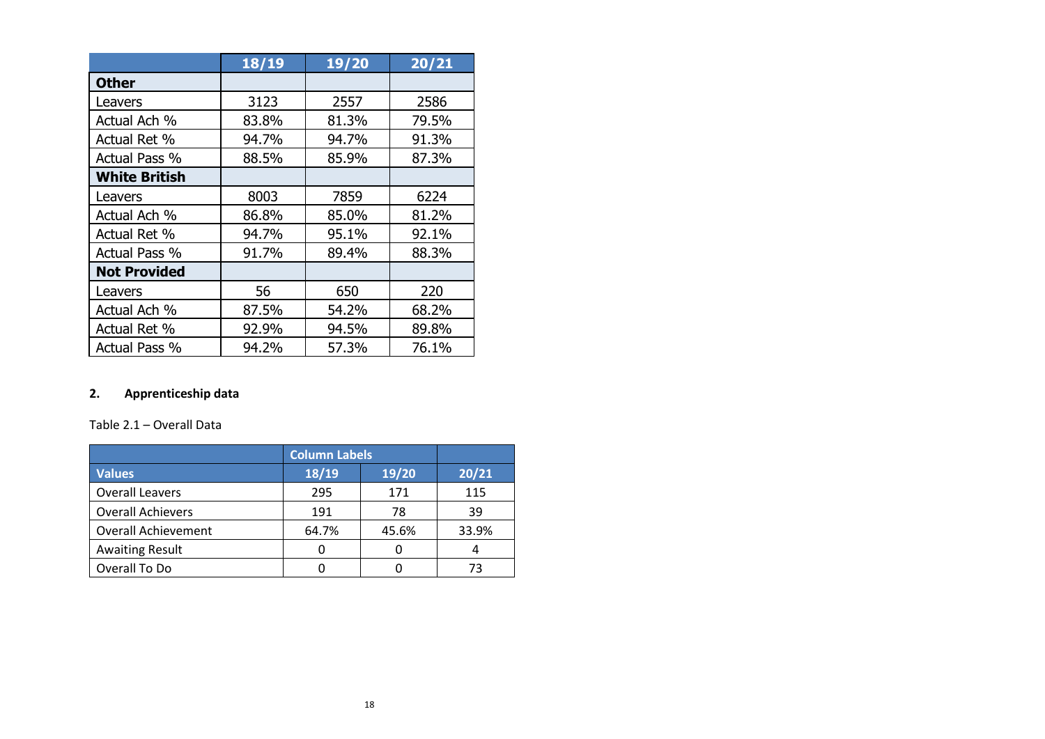| | 18/19 | 19/20 | 20/21 |
|---|---|---|---|
| **Other** | | | |
| Leavers | 3123 | 2557 | 2586 |
| Actual Ach % | 83.8% | 81.3% | 79.5% |
| Actual Ret % | 94.7% | 94.7% | 91.3% |
| Actual Pass % | 88.5% | 85.9% | 87.3% |
| **White British** | | | |
| Leavers | 8003 | 7859 | 6224 |
| Actual Ach % | 86.8% | 85.0% | 81.2% |
| Actual Ret % | 94.7% | 95.1% | 92.1% |
| Actual Pass % | 91.7% | 89.4% | 88.3% |
| **Not Provided** | | | |
| Leavers | 56 | 650 | 220 |
| Actual Ach % | 87.5% | 54.2% | 68.2% |
| Actual Ret % | 92.9% | 94.5% | 89.8% |
| Actual Pass % | 94.2% | 57.3% | 76.1% |

## 2. Apprenticeship data

Table 2.1 – Overall Data

| | Column Labels | | |
|---|---|---|---|
| **Values** | **18/19** | **19/20** | **20/21** |
| Overall Leavers | 295 | 171 | 115 |
| Overall Achievers | 191 | 78 | 39 |
| Overall Achievement | 64.7% | 45.6% | 33.9% |
| Awaiting Result | 0 | 0 | 4 |
| Overall To Do | 0 | 0 | 73 |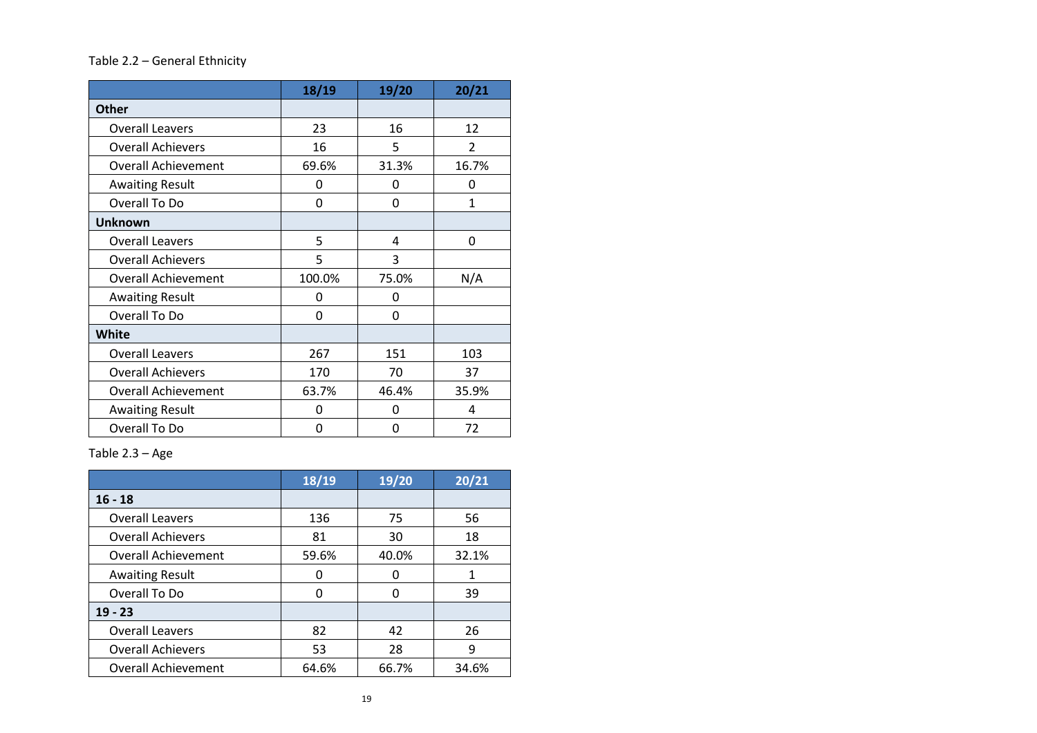Table 2.2 – General Ethnicity

| | 18/19 | 19/20 | 20/21 |
|---|---|---|---|
| **Other** | | | |
| Overall Leavers | 23 | 16 | 12 |
| Overall Achievers | 16 | 5 | 2 |
| Overall Achievement | 69.6% | 31.3% | 16.7% |
| Awaiting Result | 0 | 0 | 0 |
| Overall To Do | 0 | 0 | 1 |
| **Unknown** | | | |
| Overall Leavers | 5 | 4 | 0 |
| Overall Achievers | 5 | 3 | |
| Overall Achievement | 100.0% | 75.0% | N/A |
| Awaiting Result | 0 | 0 | |
| Overall To Do | 0 | 0 | |
| **White** | | | |
| Overall Leavers | 267 | 151 | 103 |
| Overall Achievers | 170 | 70 | 37 |
| Overall Achievement | 63.7% | 46.4% | 35.9% |
| Awaiting Result | 0 | 0 | 4 |
| Overall To Do | 0 | 0 | 72 |

Table 2.3 – Age

| | 18/19 | 19/20 | 20/21 |
|---|---|---|---|
| **16 - 18** | | | |
| Overall Leavers | 136 | 75 | 56 |
| Overall Achievers | 81 | 30 | 18 |
| Overall Achievement | 59.6% | 40.0% | 32.1% |
| Awaiting Result | 0 | 0 | 1 |
| Overall To Do | 0 | 0 | 39 |
| **19 - 23** | | | |
| Overall Leavers | 82 | 42 | 26 |
| Overall Achievers | 53 | 28 | 9 |
| Overall Achievement | 64.6% | 66.7% | 34.6% |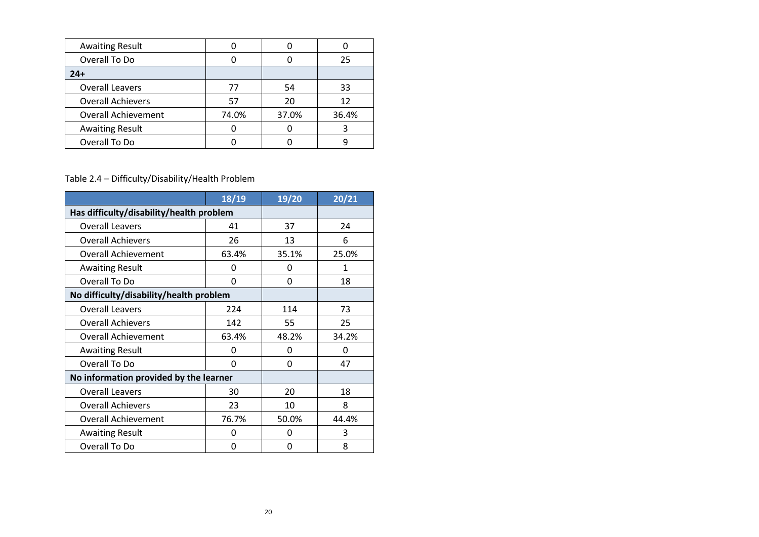| | | | |
|---|---|---|---|
| Awaiting Result | 0 | 0 | 0 |
| Overall To Do | 0 | 0 | 25 |
| **24+** | | | |
| Overall Leavers | 77 | 54 | 33 |
| Overall Achievers | 57 | 20 | 12 |
| Overall Achievement | 74.0% | 37.0% | 36.4% |
| Awaiting Result | 0 | 0 | 3 |
| Overall To Do | 0 | 0 | 9 |

Table 2.4 – Difficulty/Disability/Health Problem

| | 18/19 | 19/20 | 20/21 |
|---|---|---|---|
| **Has difficulty/disability/health problem** | | | |
| Overall Leavers | 41 | 37 | 24 |
| Overall Achievers | 26 | 13 | 6 |
| Overall Achievement | 63.4% | 35.1% | 25.0% |
| Awaiting Result | 0 | 0 | 1 |
| Overall To Do | 0 | 0 | 18 |
| **No difficulty/disability/health problem** | | | |
| Overall Leavers | 224 | 114 | 73 |
| Overall Achievers | 142 | 55 | 25 |
| Overall Achievement | 63.4% | 48.2% | 34.2% |
| Awaiting Result | 0 | 0 | 0 |
| Overall To Do | 0 | 0 | 47 |
| **No information provided by the learner** | | | |
| Overall Leavers | 30 | 20 | 18 |
| Overall Achievers | 23 | 10 | 8 |
| Overall Achievement | 76.7% | 50.0% | 44.4% |
| Awaiting Result | 0 | 0 | 3 |
| Overall To Do | 0 | 0 | 8 |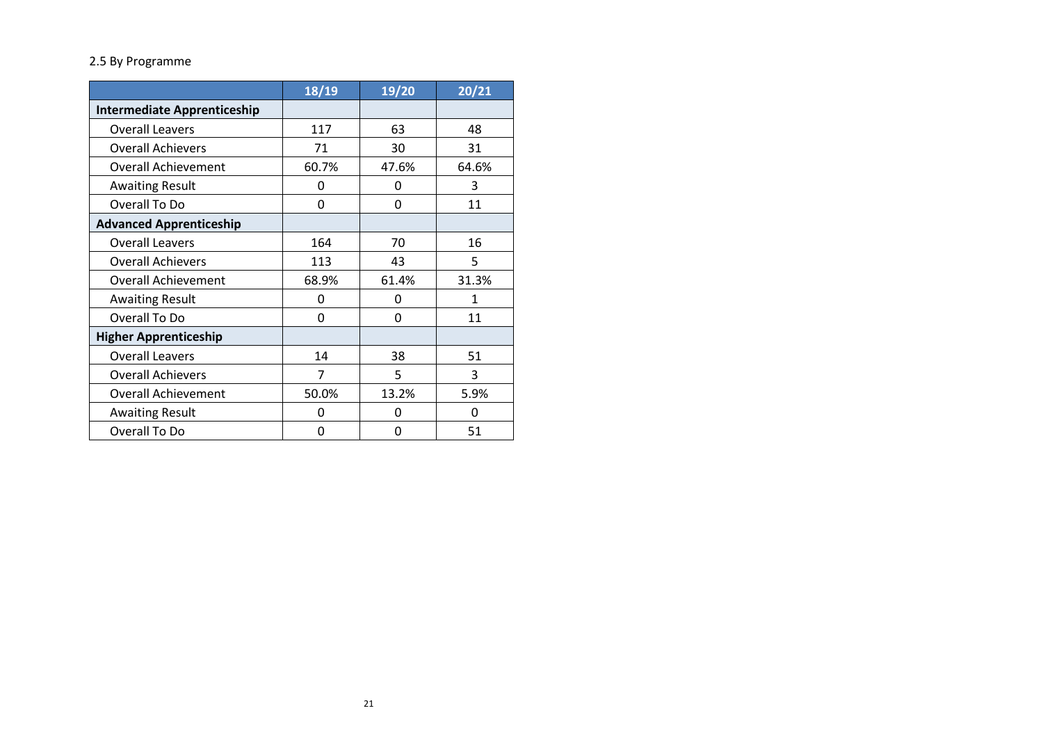## 2.5 By Programme

| | 18/19 | 19/20 | 20/21 |
|---|---|---|---|
| **Intermediate Apprenticeship** | | | |
| Overall Leavers | 117 | 63 | 48 |
| Overall Achievers | 71 | 30 | 31 |
| Overall Achievement | 60.7% | 47.6% | 64.6% |
| Awaiting Result | 0 | 0 | 3 |
| Overall To Do | 0 | 0 | 11 |
| **Advanced Apprenticeship** | | | |
| Overall Leavers | 164 | 70 | 16 |
| Overall Achievers | 113 | 43 | 5 |
| Overall Achievement | 68.9% | 61.4% | 31.3% |
| Awaiting Result | 0 | 0 | 1 |
| Overall To Do | 0 | 0 | 11 |
| **Higher Apprenticeship** | | | |
| Overall Leavers | 14 | 38 | 51 |
| Overall Achievers | 7 | 5 | 3 |
| Overall Achievement | 50.0% | 13.2% | 5.9% |
| Awaiting Result | 0 | 0 | 0 |
| Overall To Do | 0 | 0 | 51 |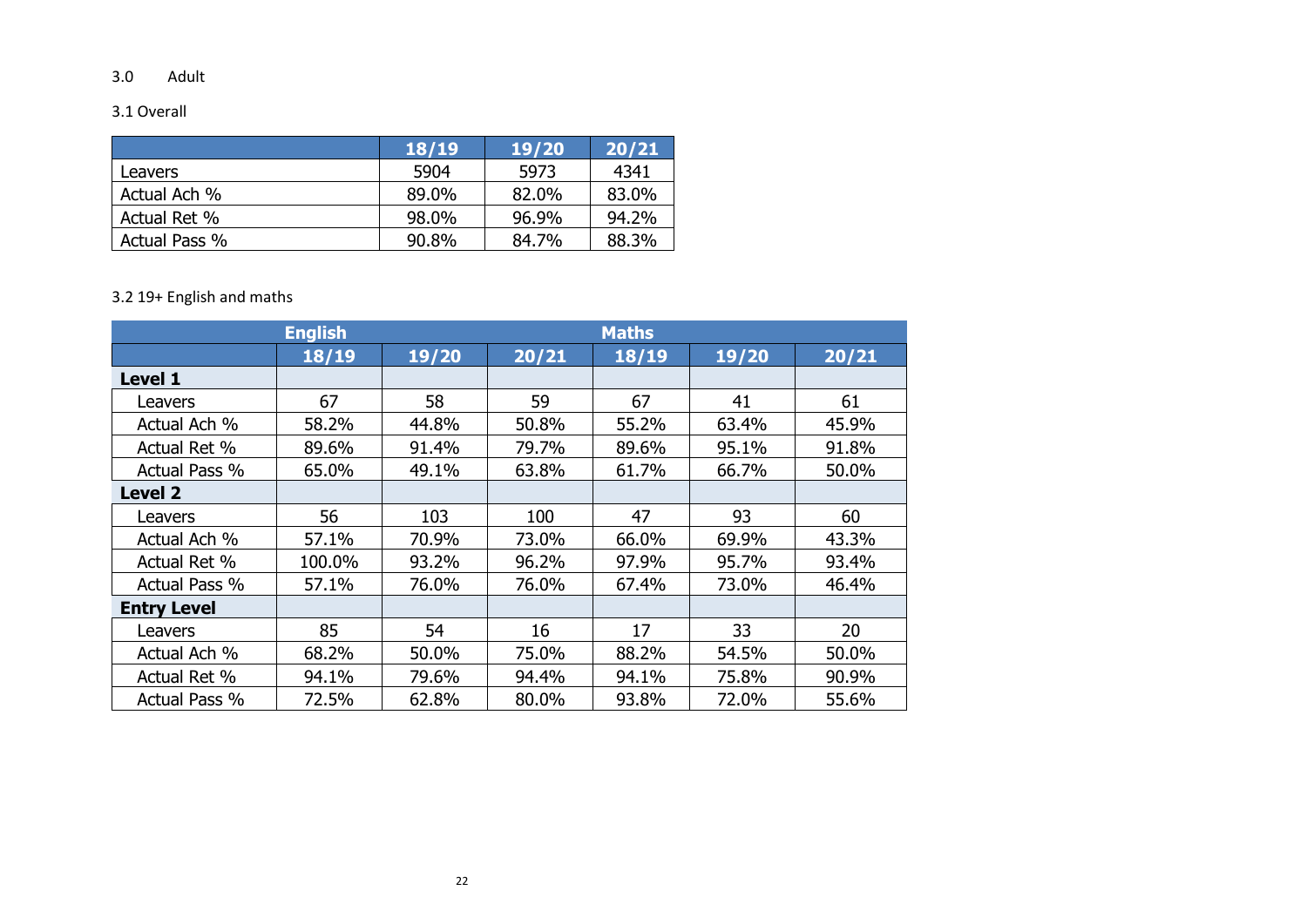## 3.0 Adult

### 3.1 Overall

| | 18/19 | 19/20 | 20/21 |
|---|---|---|---|
| Leavers | 5904 | 5973 | 4341 |
| Actual Ach % | 89.0% | 82.0% | 83.0% |
| Actual Ret % | 98.0% | 96.9% | 94.2% |
| Actual Pass % | 90.8% | 84.7% | 88.3% |

### 3.2 19+ English and maths

| | English | | | Maths | | |
|---|---|---|---|---|---|---|
| | 18/19 | 19/20 | 20/21 | 18/19 | 19/20 | 20/21 |
| **Level 1** | | | | | | |
| Leavers | 67 | 58 | 59 | 67 | 41 | 61 |
| Actual Ach % | 58.2% | 44.8% | 50.8% | 55.2% | 63.4% | 45.9% |
| Actual Ret % | 89.6% | 91.4% | 79.7% | 89.6% | 95.1% | 91.8% |
| Actual Pass % | 65.0% | 49.1% | 63.8% | 61.7% | 66.7% | 50.0% |
| **Level 2** | | | | | | |
| Leavers | 56 | 103 | 100 | 47 | 93 | 60 |
| Actual Ach % | 57.1% | 70.9% | 73.0% | 66.0% | 69.9% | 43.3% |
| Actual Ret % | 100.0% | 93.2% | 96.2% | 97.9% | 95.7% | 93.4% |
| Actual Pass % | 57.1% | 76.0% | 76.0% | 67.4% | 73.0% | 46.4% |
| **Entry Level** | | | | | | |
| Leavers | 85 | 54 | 16 | 17 | 33 | 20 |
| Actual Ach % | 68.2% | 50.0% | 75.0% | 88.2% | 54.5% | 50.0% |
| Actual Ret % | 94.1% | 79.6% | 94.4% | 94.1% | 75.8% | 90.9% |
| Actual Pass % | 72.5% | 62.8% | 80.0% | 93.8% | 72.0% | 55.6% |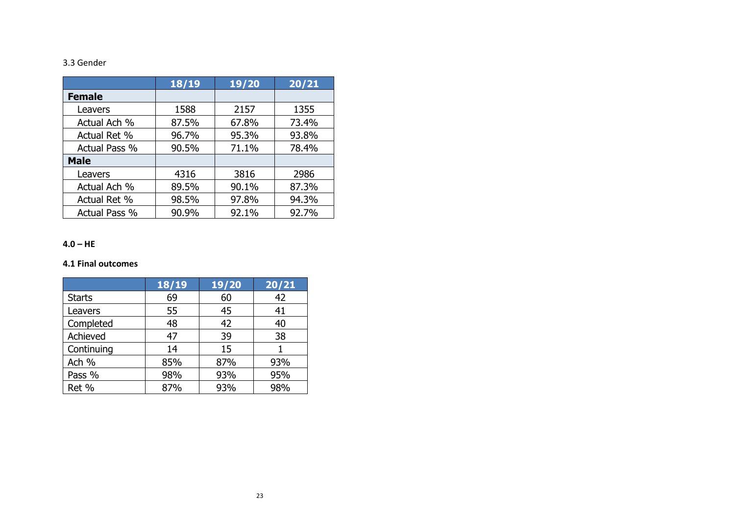### 3.3 Gender

| | 18/19 | 19/20 | 20/21 |
|---|---|---|---|
| **Female** | | | |
| Leavers | 1588 | 2157 | 1355 |
| Actual Ach % | 87.5% | 67.8% | 73.4% |
| Actual Ret % | 96.7% | 95.3% | 93.8% |
| Actual Pass % | 90.5% | 71.1% | 78.4% |
| **Male** | | | |
| Leavers | 4316 | 3816 | 2986 |
| Actual Ach % | 89.5% | 90.1% | 87.3% |
| Actual Ret % | 98.5% | 97.8% | 94.3% |
| Actual Pass % | 90.9% | 92.1% | 92.7% |

## 4.0 – HE

### 4.1 Final outcomes

| | 18/19 | 19/20 | 20/21 |
|---|---|---|---|
| Starts | 69 | 60 | 42 |
| Leavers | 55 | 45 | 41 |
| Completed | 48 | 42 | 40 |
| Achieved | 47 | 39 | 38 |
| Continuing | 14 | 15 | 1 |
| Ach % | 85% | 87% | 93% |
| Pass % | 98% | 93% | 95% |
| Ret % | 87% | 93% | 98% |